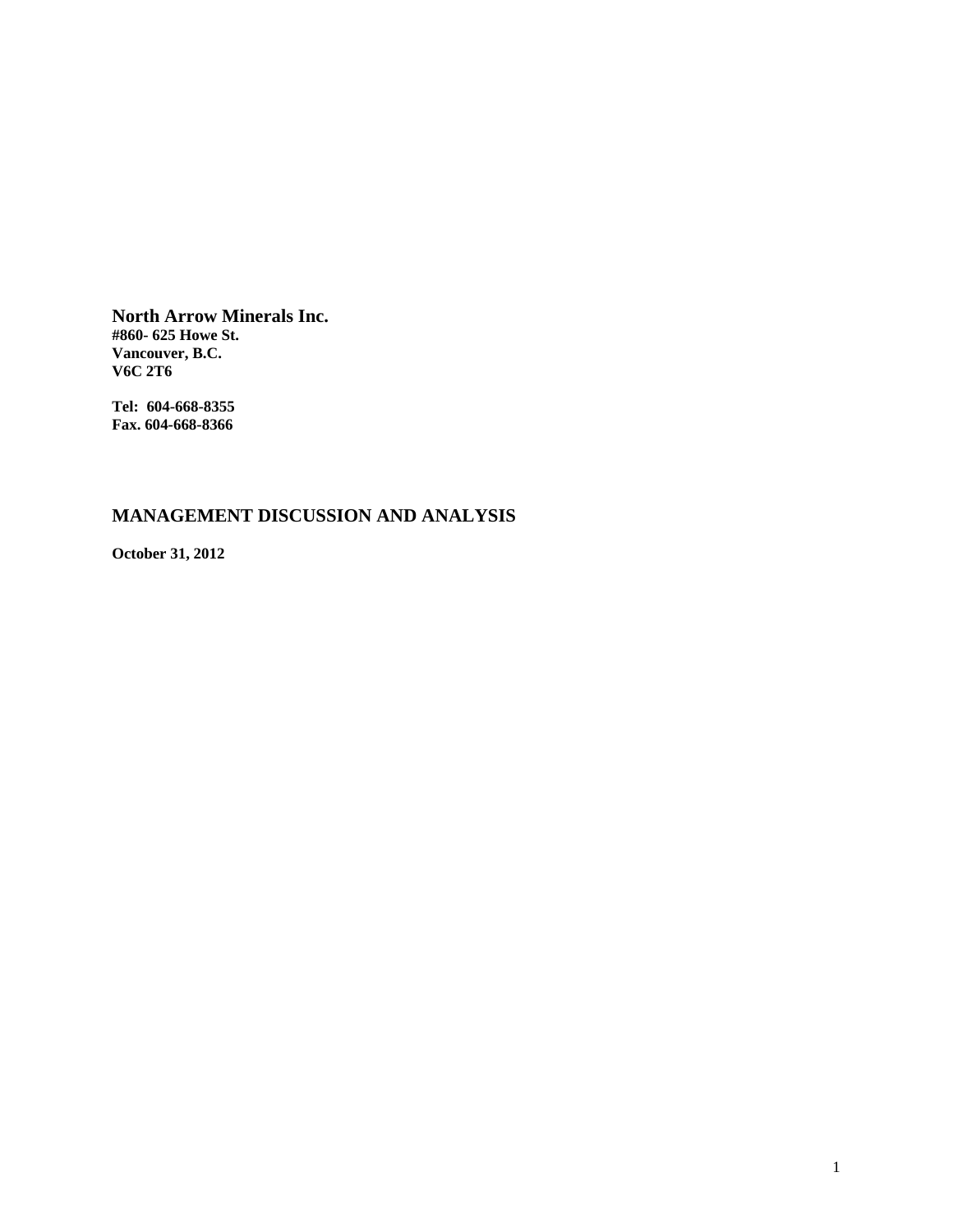**North Arrow Minerals Inc.**
**#860- 625 Howe St.**
**Vancouver, B.C.**
**V6C 2T6**

**Tel: 604-668-8355**
**Fax. 604-668-8366**

## MANAGEMENT DISCUSSION AND ANALYSIS

**October 31, 2012**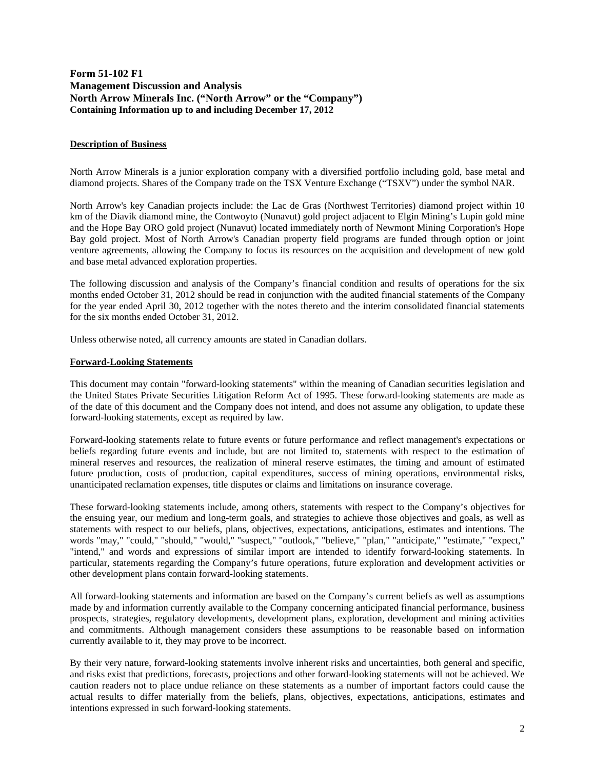**Form 51-102 F1**
**Management Discussion and Analysis**
**North Arrow Minerals Inc. ("North Arrow" or the "Company")**
**Containing Information up to and including December 17, 2012**

## Description of Business

North Arrow Minerals is a junior exploration company with a diversified portfolio including gold, base metal and diamond projects. Shares of the Company trade on the TSX Venture Exchange ("TSXV") under the symbol NAR.

North Arrow's key Canadian projects include: the Lac de Gras (Northwest Territories) diamond project within 10 km of the Diavik diamond mine, the Contwoyto (Nunavut) gold project adjacent to Elgin Mining's Lupin gold mine and the Hope Bay ORO gold project (Nunavut) located immediately north of Newmont Mining Corporation's Hope Bay gold project. Most of North Arrow's Canadian property field programs are funded through option or joint venture agreements, allowing the Company to focus its resources on the acquisition and development of new gold and base metal advanced exploration properties.

The following discussion and analysis of the Company's financial condition and results of operations for the six months ended October 31, 2012 should be read in conjunction with the audited financial statements of the Company for the year ended April 30, 2012 together with the notes thereto and the interim consolidated financial statements for the six months ended October 31, 2012.

Unless otherwise noted, all currency amounts are stated in Canadian dollars.

## Forward-Looking Statements

This document may contain "forward-looking statements" within the meaning of Canadian securities legislation and the United States Private Securities Litigation Reform Act of 1995. These forward-looking statements are made as of the date of this document and the Company does not intend, and does not assume any obligation, to update these forward-looking statements, except as required by law.

Forward-looking statements relate to future events or future performance and reflect management's expectations or beliefs regarding future events and include, but are not limited to, statements with respect to the estimation of mineral reserves and resources, the realization of mineral reserve estimates, the timing and amount of estimated future production, costs of production, capital expenditures, success of mining operations, environmental risks, unanticipated reclamation expenses, title disputes or claims and limitations on insurance coverage.

These forward-looking statements include, among others, statements with respect to the Company's objectives for the ensuing year, our medium and long-term goals, and strategies to achieve those objectives and goals, as well as statements with respect to our beliefs, plans, objectives, expectations, anticipations, estimates and intentions. The words "may," "could," "should," "would," "suspect," "outlook," "believe," "plan," "anticipate," "estimate," "expect," "intend," and words and expressions of similar import are intended to identify forward-looking statements. In particular, statements regarding the Company's future operations, future exploration and development activities or other development plans contain forward-looking statements.

All forward-looking statements and information are based on the Company's current beliefs as well as assumptions made by and information currently available to the Company concerning anticipated financial performance, business prospects, strategies, regulatory developments, development plans, exploration, development and mining activities and commitments. Although management considers these assumptions to be reasonable based on information currently available to it, they may prove to be incorrect.

By their very nature, forward-looking statements involve inherent risks and uncertainties, both general and specific, and risks exist that predictions, forecasts, projections and other forward-looking statements will not be achieved. We caution readers not to place undue reliance on these statements as a number of important factors could cause the actual results to differ materially from the beliefs, plans, objectives, expectations, anticipations, estimates and intentions expressed in such forward-looking statements.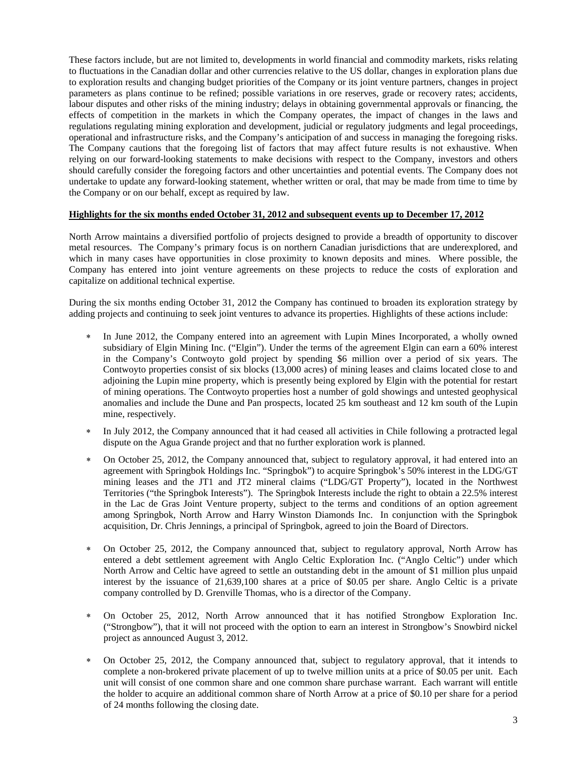These factors include, but are not limited to, developments in world financial and commodity markets, risks relating to fluctuations in the Canadian dollar and other currencies relative to the US dollar, changes in exploration plans due to exploration results and changing budget priorities of the Company or its joint venture partners, changes in project parameters as plans continue to be refined; possible variations in ore reserves, grade or recovery rates; accidents, labour disputes and other risks of the mining industry; delays in obtaining governmental approvals or financing, the effects of competition in the markets in which the Company operates, the impact of changes in the laws and regulations regulating mining exploration and development, judicial or regulatory judgments and legal proceedings, operational and infrastructure risks, and the Company's anticipation of and success in managing the foregoing risks. The Company cautions that the foregoing list of factors that may affect future results is not exhaustive. When relying on our forward-looking statements to make decisions with respect to the Company, investors and others should carefully consider the foregoing factors and other uncertainties and potential events. The Company does not undertake to update any forward-looking statement, whether written or oral, that may be made from time to time by the Company or on our behalf, except as required by law.

## Highlights for the six months ended October 31, 2012 and subsequent events up to December 17, 2012

North Arrow maintains a diversified portfolio of projects designed to provide a breadth of opportunity to discover metal resources. The Company's primary focus is on northern Canadian jurisdictions that are underexplored, and which in many cases have opportunities in close proximity to known deposits and mines. Where possible, the Company has entered into joint venture agreements on these projects to reduce the costs of exploration and capitalize on additional technical expertise.

During the six months ending October 31, 2012 the Company has continued to broaden its exploration strategy by adding projects and continuing to seek joint ventures to advance its properties. Highlights of these actions include:

- In June 2012, the Company entered into an agreement with Lupin Mines Incorporated, a wholly owned subsidiary of Elgin Mining Inc. ("Elgin"). Under the terms of the agreement Elgin can earn a 60% interest in the Company's Contwoyto gold project by spending $6 million over a period of six years. The Contwoyto properties consist of six blocks (13,000 acres) of mining leases and claims located close to and adjoining the Lupin mine property, which is presently being explored by Elgin with the potential for restart of mining operations. The Contwoyto properties host a number of gold showings and untested geophysical anomalies and include the Dune and Pan prospects, located 25 km southeast and 12 km south of the Lupin mine, respectively.

- In July 2012, the Company announced that it had ceased all activities in Chile following a protracted legal dispute on the Agua Grande project and that no further exploration work is planned.

- On October 25, 2012, the Company announced that, subject to regulatory approval, it had entered into an agreement with Springbok Holdings Inc. "Springbok") to acquire Springbok's 50% interest in the LDG/GT mining leases and the JT1 and JT2 mineral claims ("LDG/GT Property"), located in the Northwest Territories ("the Springbok Interests"). The Springbok Interests include the right to obtain a 22.5% interest in the Lac de Gras Joint Venture property, subject to the terms and conditions of an option agreement among Springbok, North Arrow and Harry Winston Diamonds Inc. In conjunction with the Springbok acquisition, Dr. Chris Jennings, a principal of Springbok, agreed to join the Board of Directors.

- On October 25, 2012, the Company announced that, subject to regulatory approval, North Arrow has entered a debt settlement agreement with Anglo Celtic Exploration Inc. ("Anglo Celtic") under which North Arrow and Celtic have agreed to settle an outstanding debt in the amount of $1 million plus unpaid interest by the issuance of 21,639,100 shares at a price of $0.05 per share. Anglo Celtic is a private company controlled by D. Grenville Thomas, who is a director of the Company.

- On October 25, 2012, North Arrow announced that it has notified Strongbow Exploration Inc. ("Strongbow"), that it will not proceed with the option to earn an interest in Strongbow's Snowbird nickel project as announced August 3, 2012.

- On October 25, 2012, the Company announced that, subject to regulatory approval, that it intends to complete a non-brokered private placement of up to twelve million units at a price of $0.05 per unit. Each unit will consist of one common share and one common share purchase warrant. Each warrant will entitle the holder to acquire an additional common share of North Arrow at a price of $0.10 per share for a period of 24 months following the closing date.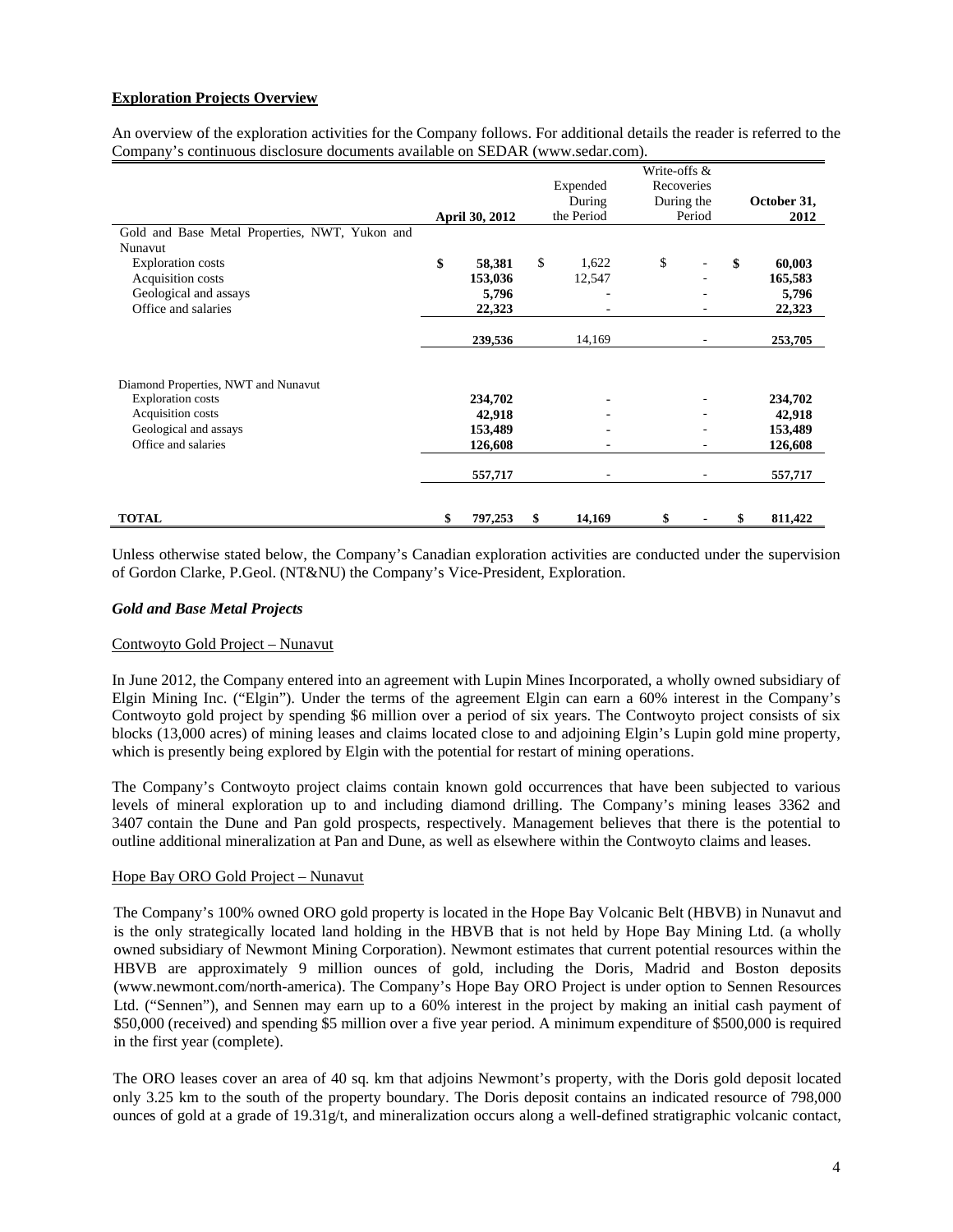**Exploration Projects Overview**

An overview of the exploration activities for the Company follows. For additional details the reader is referred to the Company's continuous disclosure documents available on SEDAR (www.sedar.com).

| | April 30, 2012 | Expended During the Period | Write-offs & Recoveries During the Period | October 31, 2012 |
|---|---|---|---|---|
| Gold and Base Metal Properties, NWT, Yukon and Nunavut | | | | |
| Exploration costs | **$ 58,381** | $ 1,622 | $ - | **$ 60,003** |
| Acquisition costs | **153,036** | 12,547 | - | **165,583** |
| Geological and assays | **5,796** | - | - | **5,796** |
| Office and salaries | **22,323** | - | - | **22,323** |
| | **239,536** | 14,169 | - | **253,705** |
| Diamond Properties, NWT and Nunavut | | | | |
| Exploration costs | **234,702** | - | - | **234,702** |
| Acquisition costs | **42,918** | - | - | **42,918** |
| Geological and assays | **153,489** | - | - | **153,489** |
| Office and salaries | **126,608** | - | - | **126,608** |
| | **557,717** | - | - | **557,717** |
| **TOTAL** | **$ 797,253** | **$ 14,169** | **$ -** | **$ 811,422** |

Unless otherwise stated below, the Company's Canadian exploration activities are conducted under the supervision of Gordon Clarke, P.Geol. (NT&NU) the Company's Vice-President, Exploration.

### *Gold and Base Metal Projects*

Contwoyto Gold Project – Nunavut

In June 2012, the Company entered into an agreement with Lupin Mines Incorporated, a wholly owned subsidiary of Elgin Mining Inc. ("Elgin"). Under the terms of the agreement Elgin can earn a 60% interest in the Company's Contwoyto gold project by spending $6 million over a period of six years. The Contwoyto project consists of six blocks (13,000 acres) of mining leases and claims located close to and adjoining Elgin's Lupin gold mine property, which is presently being explored by Elgin with the potential for restart of mining operations.

The Company's Contwoyto project claims contain known gold occurrences that have been subjected to various levels of mineral exploration up to and including diamond drilling. The Company's mining leases 3362 and 3407 contain the Dune and Pan gold prospects, respectively. Management believes that there is the potential to outline additional mineralization at Pan and Dune, as well as elsewhere within the Contwoyto claims and leases.

Hope Bay ORO Gold Project – Nunavut

The Company's 100% owned ORO gold property is located in the Hope Bay Volcanic Belt (HBVB) in Nunavut and is the only strategically located land holding in the HBVB that is not held by Hope Bay Mining Ltd. (a wholly owned subsidiary of Newmont Mining Corporation). Newmont estimates that current potential resources within the HBVB are approximately 9 million ounces of gold, including the Doris, Madrid and Boston deposits (www.newmont.com/north-america). The Company's Hope Bay ORO Project is under option to Sennen Resources Ltd. ("Sennen"), and Sennen may earn up to a 60% interest in the project by making an initial cash payment of $50,000 (received) and spending $5 million over a five year period. A minimum expenditure of $500,000 is required in the first year (complete).

The ORO leases cover an area of 40 sq. km that adjoins Newmont's property, with the Doris gold deposit located only 3.25 km to the south of the property boundary. The Doris deposit contains an indicated resource of 798,000 ounces of gold at a grade of 19.31g/t, and mineralization occurs along a well-defined stratigraphic volcanic contact,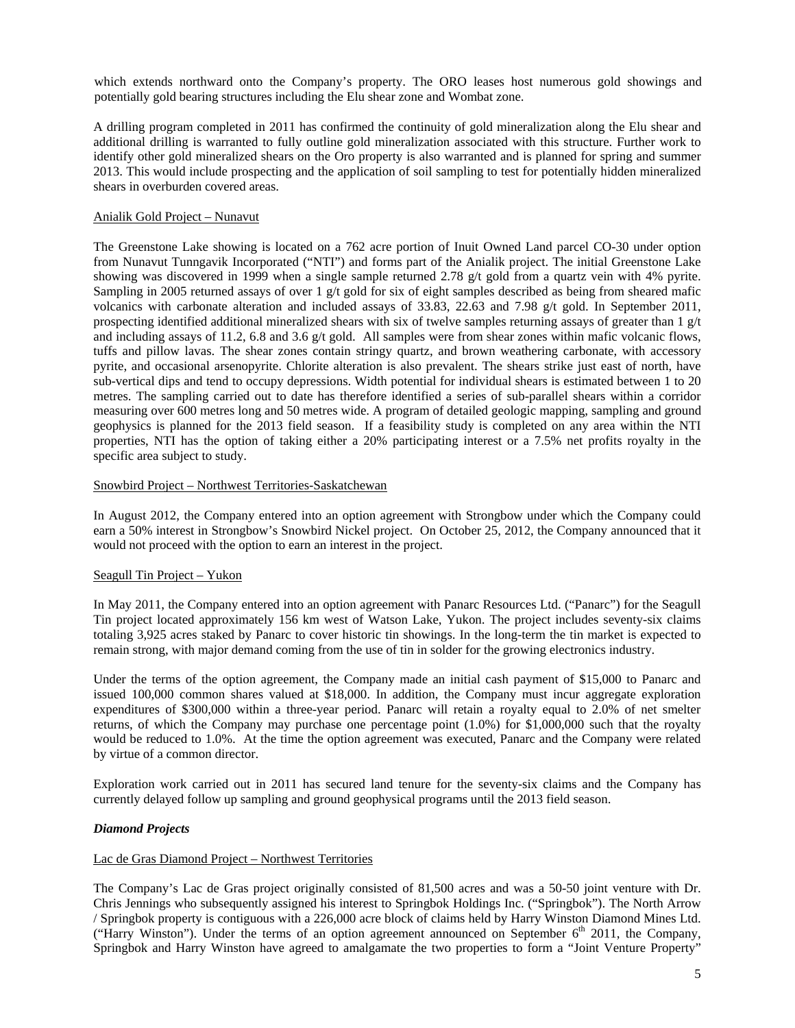which extends northward onto the Company's property. The ORO leases host numerous gold showings and potentially gold bearing structures including the Elu shear zone and Wombat zone.

A drilling program completed in 2011 has confirmed the continuity of gold mineralization along the Elu shear and additional drilling is warranted to fully outline gold mineralization associated with this structure. Further work to identify other gold mineralized shears on the Oro property is also warranted and is planned for spring and summer 2013. This would include prospecting and the application of soil sampling to test for potentially hidden mineralized shears in overburden covered areas.

Anialik Gold Project – Nunavut

The Greenstone Lake showing is located on a 762 acre portion of Inuit Owned Land parcel CO-30 under option from Nunavut Tunngavik Incorporated ("NTI") and forms part of the Anialik project. The initial Greenstone Lake showing was discovered in 1999 when a single sample returned 2.78 g/t gold from a quartz vein with 4% pyrite. Sampling in 2005 returned assays of over 1 g/t gold for six of eight samples described as being from sheared mafic volcanics with carbonate alteration and included assays of 33.83, 22.63 and 7.98 g/t gold. In September 2011, prospecting identified additional mineralized shears with six of twelve samples returning assays of greater than 1 g/t and including assays of 11.2, 6.8 and 3.6 g/t gold. All samples were from shear zones within mafic volcanic flows, tuffs and pillow lavas. The shear zones contain stringy quartz, and brown weathering carbonate, with accessory pyrite, and occasional arsenopyrite. Chlorite alteration is also prevalent. The shears strike just east of north, have sub-vertical dips and tend to occupy depressions. Width potential for individual shears is estimated between 1 to 20 metres. The sampling carried out to date has therefore identified a series of sub-parallel shears within a corridor measuring over 600 metres long and 50 metres wide. A program of detailed geologic mapping, sampling and ground geophysics is planned for the 2013 field season. If a feasibility study is completed on any area within the NTI properties, NTI has the option of taking either a 20% participating interest or a 7.5% net profits royalty in the specific area subject to study.

Snowbird Project – Northwest Territories-Saskatchewan

In August 2012, the Company entered into an option agreement with Strongbow under which the Company could earn a 50% interest in Strongbow's Snowbird Nickel project. On October 25, 2012, the Company announced that it would not proceed with the option to earn an interest in the project.

Seagull Tin Project – Yukon

In May 2011, the Company entered into an option agreement with Panarc Resources Ltd. ("Panarc") for the Seagull Tin project located approximately 156 km west of Watson Lake, Yukon. The project includes seventy-six claims totaling 3,925 acres staked by Panarc to cover historic tin showings. In the long-term the tin market is expected to remain strong, with major demand coming from the use of tin in solder for the growing electronics industry.

Under the terms of the option agreement, the Company made an initial cash payment of $15,000 to Panarc and issued 100,000 common shares valued at $18,000. In addition, the Company must incur aggregate exploration expenditures of $300,000 within a three-year period. Panarc will retain a royalty equal to 2.0% of net smelter returns, of which the Company may purchase one percentage point (1.0%) for $1,000,000 such that the royalty would be reduced to 1.0%. At the time the option agreement was executed, Panarc and the Company were related by virtue of a common director.

Exploration work carried out in 2011 has secured land tenure for the seventy-six claims and the Company has currently delayed follow up sampling and ground geophysical programs until the 2013 field season.

***Diamond Projects***

Lac de Gras Diamond Project – Northwest Territories

The Company's Lac de Gras project originally consisted of 81,500 acres and was a 50-50 joint venture with Dr. Chris Jennings who subsequently assigned his interest to Springbok Holdings Inc. ("Springbok"). The North Arrow / Springbok property is contiguous with a 226,000 acre block of claims held by Harry Winston Diamond Mines Ltd. ("Harry Winston"). Under the terms of an option agreement announced on September 6th 2011, the Company, Springbok and Harry Winston have agreed to amalgamate the two properties to form a "Joint Venture Property"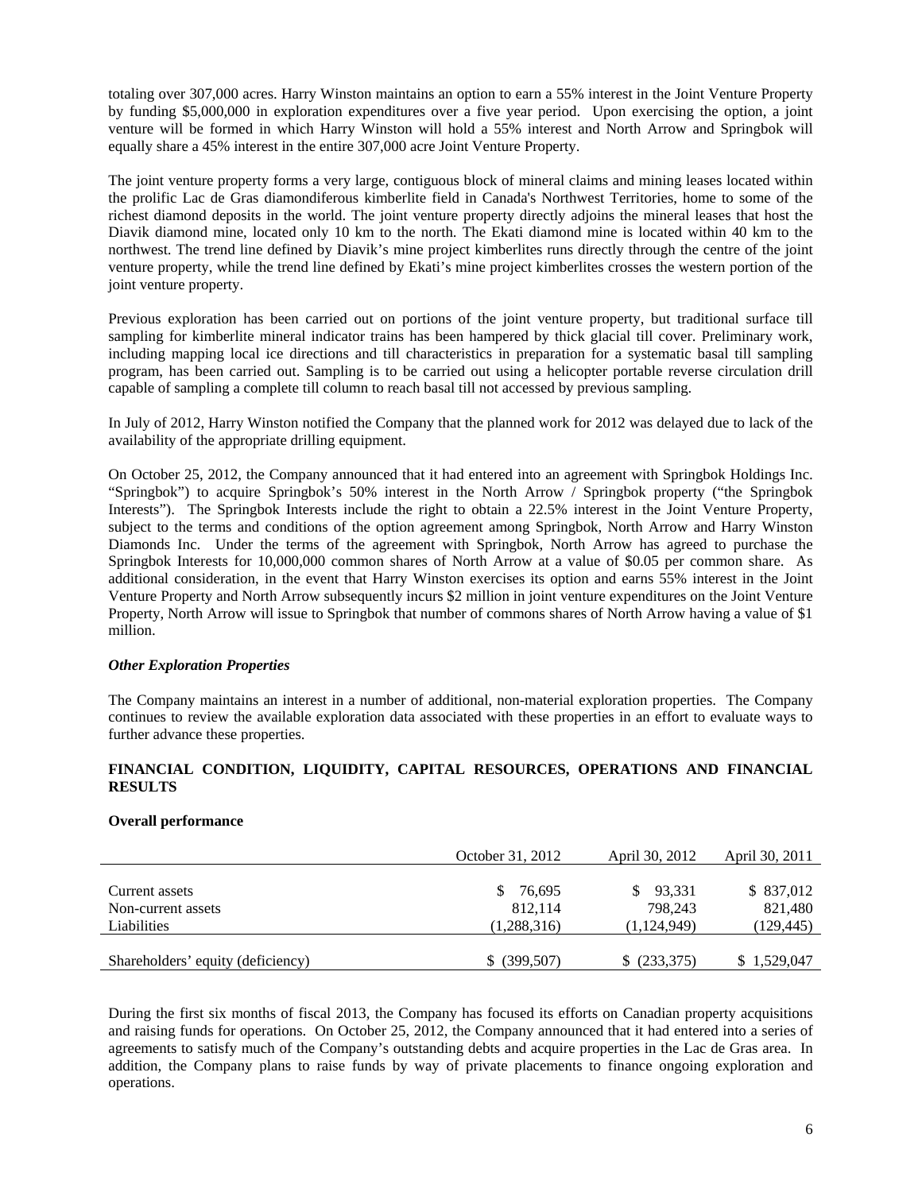totaling over 307,000 acres. Harry Winston maintains an option to earn a 55% interest in the Joint Venture Property by funding $5,000,000 in exploration expenditures over a five year period. Upon exercising the option, a joint venture will be formed in which Harry Winston will hold a 55% interest and North Arrow and Springbok will equally share a 45% interest in the entire 307,000 acre Joint Venture Property.

The joint venture property forms a very large, contiguous block of mineral claims and mining leases located within the prolific Lac de Gras diamondiferous kimberlite field in Canada's Northwest Territories, home to some of the richest diamond deposits in the world. The joint venture property directly adjoins the mineral leases that host the Diavik diamond mine, located only 10 km to the north. The Ekati diamond mine is located within 40 km to the northwest. The trend line defined by Diavik's mine project kimberlites runs directly through the centre of the joint venture property, while the trend line defined by Ekati's mine project kimberlites crosses the western portion of the joint venture property.

Previous exploration has been carried out on portions of the joint venture property, but traditional surface till sampling for kimberlite mineral indicator trains has been hampered by thick glacial till cover. Preliminary work, including mapping local ice directions and till characteristics in preparation for a systematic basal till sampling program, has been carried out. Sampling is to be carried out using a helicopter portable reverse circulation drill capable of sampling a complete till column to reach basal till not accessed by previous sampling.

In July of 2012, Harry Winston notified the Company that the planned work for 2012 was delayed due to lack of the availability of the appropriate drilling equipment.

On October 25, 2012, the Company announced that it had entered into an agreement with Springbok Holdings Inc. "Springbok") to acquire Springbok's 50% interest in the North Arrow / Springbok property ("the Springbok Interests"). The Springbok Interests include the right to obtain a 22.5% interest in the Joint Venture Property, subject to the terms and conditions of the option agreement among Springbok, North Arrow and Harry Winston Diamonds Inc. Under the terms of the agreement with Springbok, North Arrow has agreed to purchase the Springbok Interests for 10,000,000 common shares of North Arrow at a value of $0.05 per common share. As additional consideration, in the event that Harry Winston exercises its option and earns 55% interest in the Joint Venture Property and North Arrow subsequently incurs $2 million in joint venture expenditures on the Joint Venture Property, North Arrow will issue to Springbok that number of commons shares of North Arrow having a value of $1 million.

***Other Exploration Properties***

The Company maintains an interest in a number of additional, non-material exploration properties. The Company continues to review the available exploration data associated with these properties in an effort to evaluate ways to further advance these properties.

## FINANCIAL CONDITION, LIQUIDITY, CAPITAL RESOURCES, OPERATIONS AND FINANCIAL RESULTS

**Overall performance**

| | October 31, 2012 | April 30, 2012 | April 30, 2011 |
|---|---|---|---|
| Current assets | $ 76,695 | $ 93,331 | $ 837,012 |
| Non-current assets | 812,114 | 798,243 | 821,480 |
| Liabilities | (1,288,316) | (1,124,949) | (129,445) |
| Shareholders' equity (deficiency) | $ (399,507) | $ (233,375) | $ 1,529,047 |

During the first six months of fiscal 2013, the Company has focused its efforts on Canadian property acquisitions and raising funds for operations. On October 25, 2012, the Company announced that it had entered into a series of agreements to satisfy much of the Company's outstanding debts and acquire properties in the Lac de Gras area. In addition, the Company plans to raise funds by way of private placements to finance ongoing exploration and operations.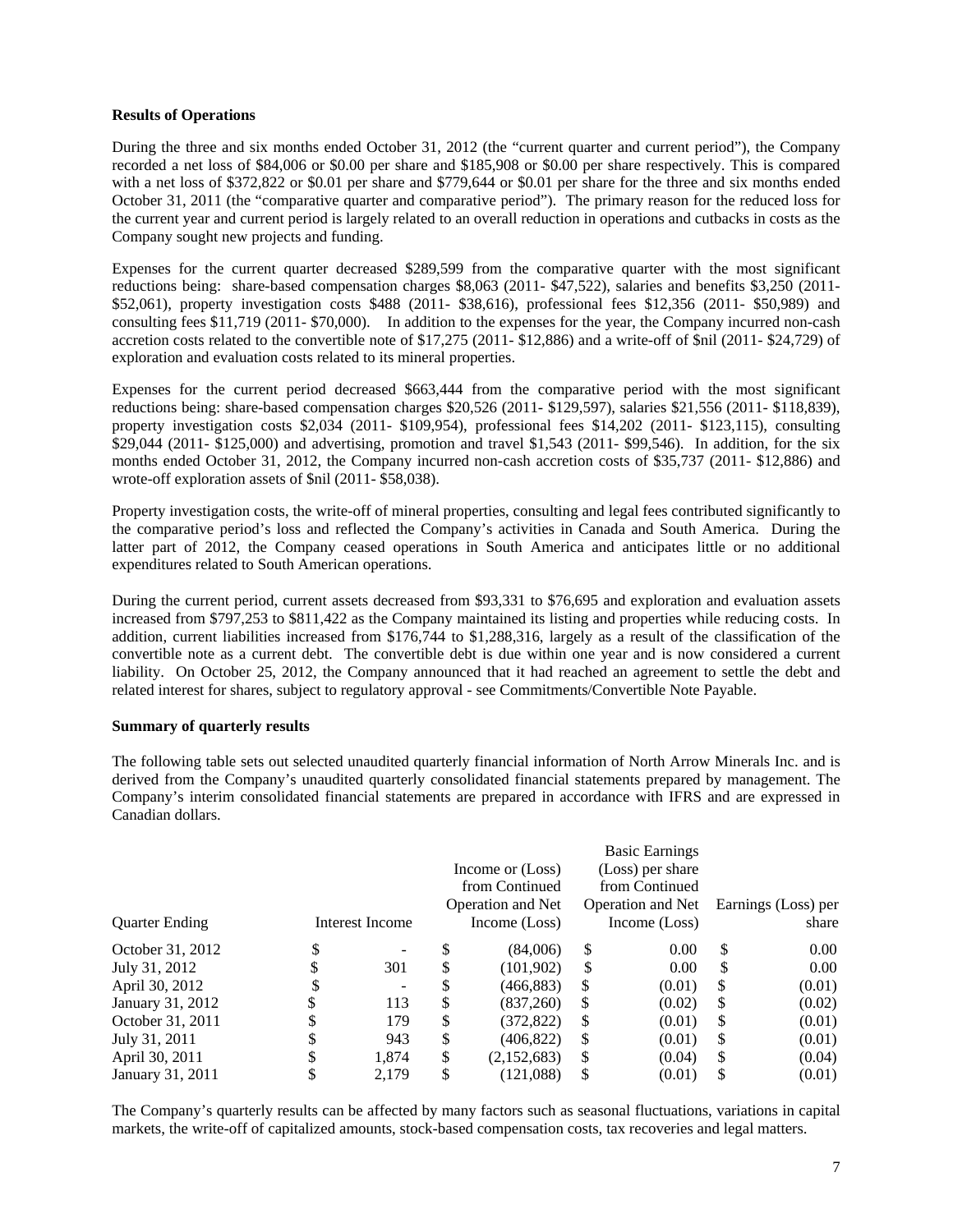**Results of Operations**

During the three and six months ended October 31, 2012 (the "current quarter and current period"), the Company recorded a net loss of $84,006 or $0.00 per share and $185,908 or $0.00 per share respectively. This is compared with a net loss of $372,822 or $0.01 per share and $779,644 or $0.01 per share for the three and six months ended October 31, 2011 (the "comparative quarter and comparative period"). The primary reason for the reduced loss for the current year and current period is largely related to an overall reduction in operations and cutbacks in costs as the Company sought new projects and funding.

Expenses for the current quarter decreased $289,599 from the comparative quarter with the most significant reductions being: share-based compensation charges $8,063 (2011- $47,522), salaries and benefits $3,250 (2011- $52,061), property investigation costs $488 (2011- $38,616), professional fees $12,356 (2011- $50,989) and consulting fees $11,719 (2011- $70,000). In addition to the expenses for the year, the Company incurred non-cash accretion costs related to the convertible note of $17,275 (2011- $12,886) and a write-off of $nil (2011- $24,729) of exploration and evaluation costs related to its mineral properties.

Expenses for the current period decreased $663,444 from the comparative period with the most significant reductions being: share-based compensation charges $20,526 (2011- $129,597), salaries $21,556 (2011- $118,839), property investigation costs $2,034 (2011- $109,954), professional fees $14,202 (2011- $123,115), consulting $29,044 (2011- $125,000) and advertising, promotion and travel $1,543 (2011- $99,546). In addition, for the six months ended October 31, 2012, the Company incurred non-cash accretion costs of $35,737 (2011- $12,886) and wrote-off exploration assets of $nil (2011- $58,038).

Property investigation costs, the write-off of mineral properties, consulting and legal fees contributed significantly to the comparative period's loss and reflected the Company's activities in Canada and South America. During the latter part of 2012, the Company ceased operations in South America and anticipates little or no additional expenditures related to South American operations.

During the current period, current assets decreased from $93,331 to $76,695 and exploration and evaluation assets increased from $797,253 to $811,422 as the Company maintained its listing and properties while reducing costs. In addition, current liabilities increased from $176,744 to $1,288,316, largely as a result of the classification of the convertible note as a current debt. The convertible debt is due within one year and is now considered a current liability. On October 25, 2012, the Company announced that it had reached an agreement to settle the debt and related interest for shares, subject to regulatory approval - see Commitments/Convertible Note Payable.

**Summary of quarterly results**

The following table sets out selected unaudited quarterly financial information of North Arrow Minerals Inc. and is derived from the Company's unaudited quarterly consolidated financial statements prepared by management. The Company's interim consolidated financial statements are prepared in accordance with IFRS and are expressed in Canadian dollars.

| Quarter Ending | Interest Income | Income or (Loss) from Continued Operation and Net Income (Loss) | Basic Earnings (Loss) per share from Continued Operation and Net Income (Loss) | Earnings (Loss) per share |
|---|---|---|---|---|
| October 31, 2012 | $ - | $ (84,006) | $ 0.00 | $ 0.00 |
| July 31, 2012 | $ 301 | $ (101,902) | $ 0.00 | $ 0.00 |
| April 30, 2012 | $ - | $ (466,883) | $ (0.01) | $ (0.01) |
| January 31, 2012 | $ 113 | $ (837,260) | $ (0.02) | $ (0.02) |
| October 31, 2011 | $ 179 | $ (372,822) | $ (0.01) | $ (0.01) |
| July 31, 2011 | $ 943 | $ (406,822) | $ (0.01) | $ (0.01) |
| April 30, 2011 | $ 1,874 | $ (2,152,683) | $ (0.04) | $ (0.04) |
| January 31, 2011 | $ 2,179 | $ (121,088) | $ (0.01) | $ (0.01) |

The Company's quarterly results can be affected by many factors such as seasonal fluctuations, variations in capital markets, the write-off of capitalized amounts, stock-based compensation costs, tax recoveries and legal matters.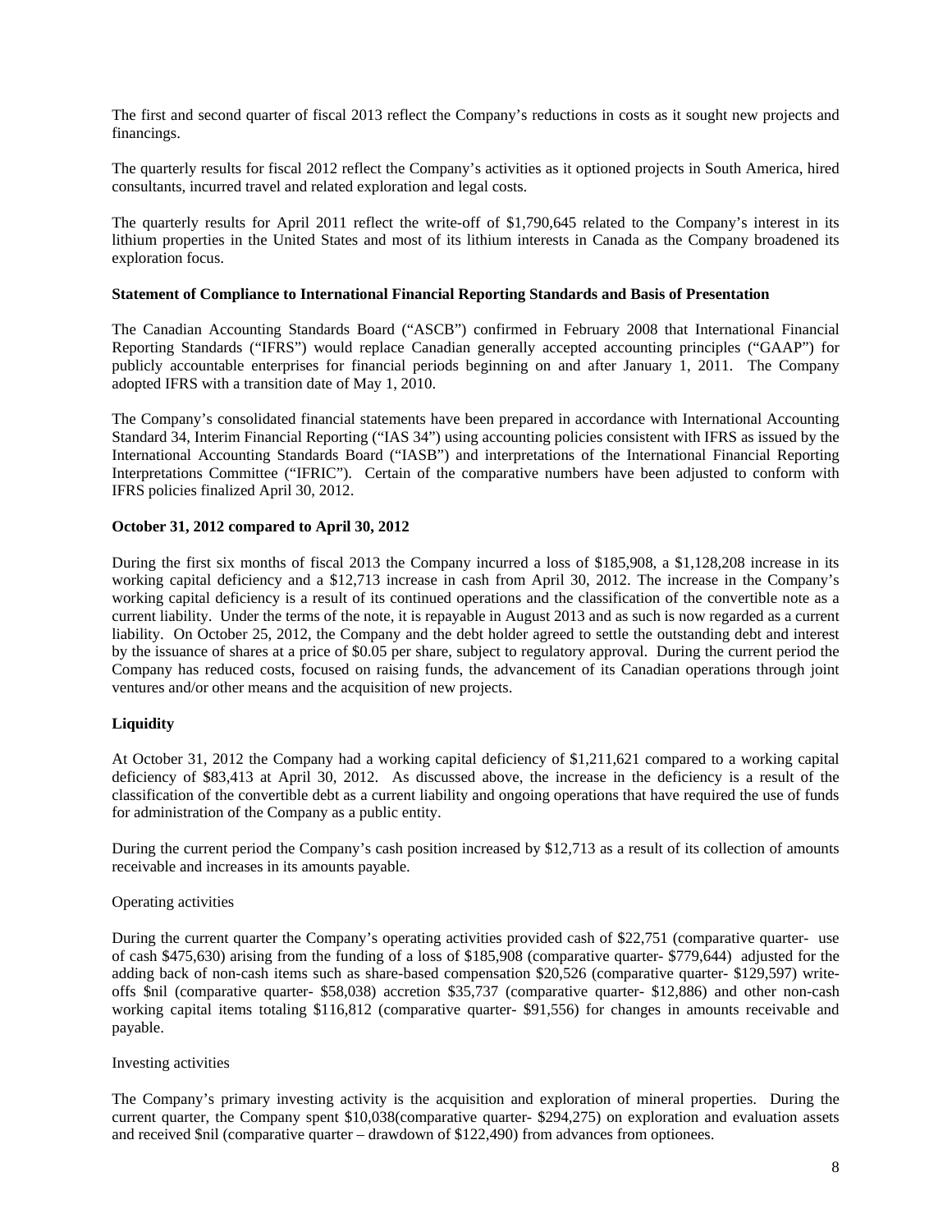The first and second quarter of fiscal 2013 reflect the Company's reductions in costs as it sought new projects and financings.

The quarterly results for fiscal 2012 reflect the Company's activities as it optioned projects in South America, hired consultants, incurred travel and related exploration and legal costs.

The quarterly results for April 2011 reflect the write-off of $1,790,645 related to the Company's interest in its lithium properties in the United States and most of its lithium interests in Canada as the Company broadened its exploration focus.

**Statement of Compliance to International Financial Reporting Standards and Basis of Presentation**

The Canadian Accounting Standards Board ("ASCB") confirmed in February 2008 that International Financial Reporting Standards ("IFRS") would replace Canadian generally accepted accounting principles ("GAAP") for publicly accountable enterprises for financial periods beginning on and after January 1, 2011. The Company adopted IFRS with a transition date of May 1, 2010.

The Company's consolidated financial statements have been prepared in accordance with International Accounting Standard 34, Interim Financial Reporting ("IAS 34") using accounting policies consistent with IFRS as issued by the International Accounting Standards Board ("IASB") and interpretations of the International Financial Reporting Interpretations Committee ("IFRIC"). Certain of the comparative numbers have been adjusted to conform with IFRS policies finalized April 30, 2012.

**October 31, 2012 compared to April 30, 2012**

During the first six months of fiscal 2013 the Company incurred a loss of $185,908, a $1,128,208 increase in its working capital deficiency and a $12,713 increase in cash from April 30, 2012. The increase in the Company's working capital deficiency is a result of its continued operations and the classification of the convertible note as a current liability. Under the terms of the note, it is repayable in August 2013 and as such is now regarded as a current liability. On October 25, 2012, the Company and the debt holder agreed to settle the outstanding debt and interest by the issuance of shares at a price of $0.05 per share, subject to regulatory approval. During the current period the Company has reduced costs, focused on raising funds, the advancement of its Canadian operations through joint ventures and/or other means and the acquisition of new projects.

**Liquidity**

At October 31, 2012 the Company had a working capital deficiency of $1,211,621 compared to a working capital deficiency of $83,413 at April 30, 2012. As discussed above, the increase in the deficiency is a result of the classification of the convertible debt as a current liability and ongoing operations that have required the use of funds for administration of the Company as a public entity.

During the current period the Company's cash position increased by $12,713 as a result of its collection of amounts receivable and increases in its amounts payable.

Operating activities

During the current quarter the Company's operating activities provided cash of $22,751 (comparative quarter- use of cash $475,630) arising from the funding of a loss of $185,908 (comparative quarter- $779,644) adjusted for the adding back of non-cash items such as share-based compensation $20,526 (comparative quarter- $129,597) write-offs $nil (comparative quarter- $58,038) accretion $35,737 (comparative quarter- $12,886) and other non-cash working capital items totaling $116,812 (comparative quarter- $91,556) for changes in amounts receivable and payable.

Investing activities

The Company's primary investing activity is the acquisition and exploration of mineral properties. During the current quarter, the Company spent $10,038(comparative quarter- $294,275) on exploration and evaluation assets and received $nil (comparative quarter – drawdown of $122,490) from advances from optionees.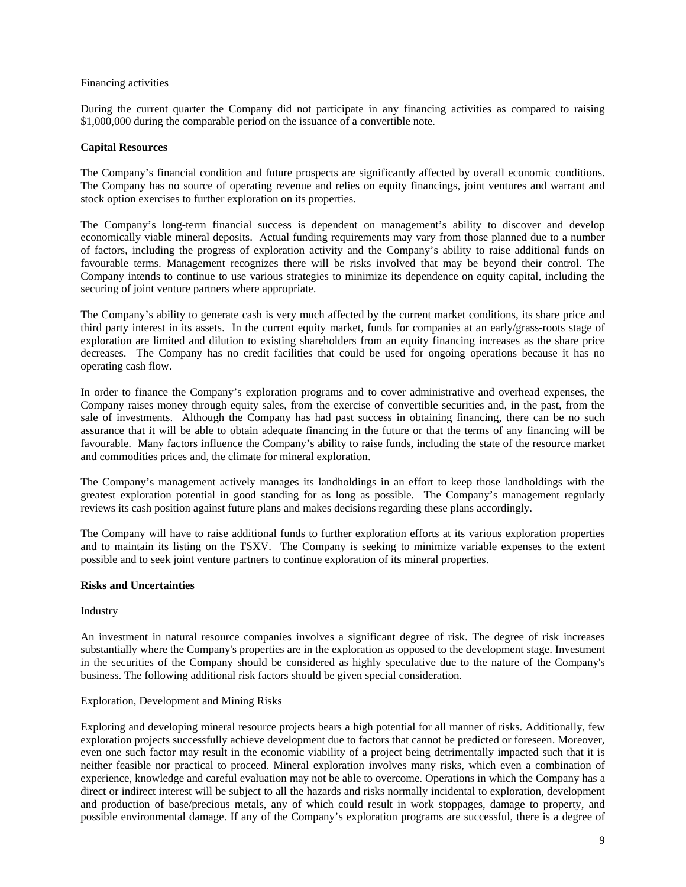Financing activities

During the current quarter the Company did not participate in any financing activities as compared to raising $1,000,000 during the comparable period on the issuance of a convertible note.

**Capital Resources**

The Company's financial condition and future prospects are significantly affected by overall economic conditions. The Company has no source of operating revenue and relies on equity financings, joint ventures and warrant and stock option exercises to further exploration on its properties.

The Company's long-term financial success is dependent on management's ability to discover and develop economically viable mineral deposits. Actual funding requirements may vary from those planned due to a number of factors, including the progress of exploration activity and the Company's ability to raise additional funds on favourable terms. Management recognizes there will be risks involved that may be beyond their control. The Company intends to continue to use various strategies to minimize its dependence on equity capital, including the securing of joint venture partners where appropriate.

The Company's ability to generate cash is very much affected by the current market conditions, its share price and third party interest in its assets. In the current equity market, funds for companies at an early/grass-roots stage of exploration are limited and dilution to existing shareholders from an equity financing increases as the share price decreases. The Company has no credit facilities that could be used for ongoing operations because it has no operating cash flow.

In order to finance the Company's exploration programs and to cover administrative and overhead expenses, the Company raises money through equity sales, from the exercise of convertible securities and, in the past, from the sale of investments. Although the Company has had past success in obtaining financing, there can be no such assurance that it will be able to obtain adequate financing in the future or that the terms of any financing will be favourable. Many factors influence the Company's ability to raise funds, including the state of the resource market and commodities prices and, the climate for mineral exploration.

The Company's management actively manages its landholdings in an effort to keep those landholdings with the greatest exploration potential in good standing for as long as possible. The Company's management regularly reviews its cash position against future plans and makes decisions regarding these plans accordingly.

The Company will have to raise additional funds to further exploration efforts at its various exploration properties and to maintain its listing on the TSXV. The Company is seeking to minimize variable expenses to the extent possible and to seek joint venture partners to continue exploration of its mineral properties.

**Risks and Uncertainties**

Industry

An investment in natural resource companies involves a significant degree of risk. The degree of risk increases substantially where the Company's properties are in the exploration as opposed to the development stage. Investment in the securities of the Company should be considered as highly speculative due to the nature of the Company's business. The following additional risk factors should be given special consideration.

Exploration, Development and Mining Risks

Exploring and developing mineral resource projects bears a high potential for all manner of risks. Additionally, few exploration projects successfully achieve development due to factors that cannot be predicted or foreseen. Moreover, even one such factor may result in the economic viability of a project being detrimentally impacted such that it is neither feasible nor practical to proceed. Mineral exploration involves many risks, which even a combination of experience, knowledge and careful evaluation may not be able to overcome. Operations in which the Company has a direct or indirect interest will be subject to all the hazards and risks normally incidental to exploration, development and production of base/precious metals, any of which could result in work stoppages, damage to property, and possible environmental damage. If any of the Company's exploration programs are successful, there is a degree of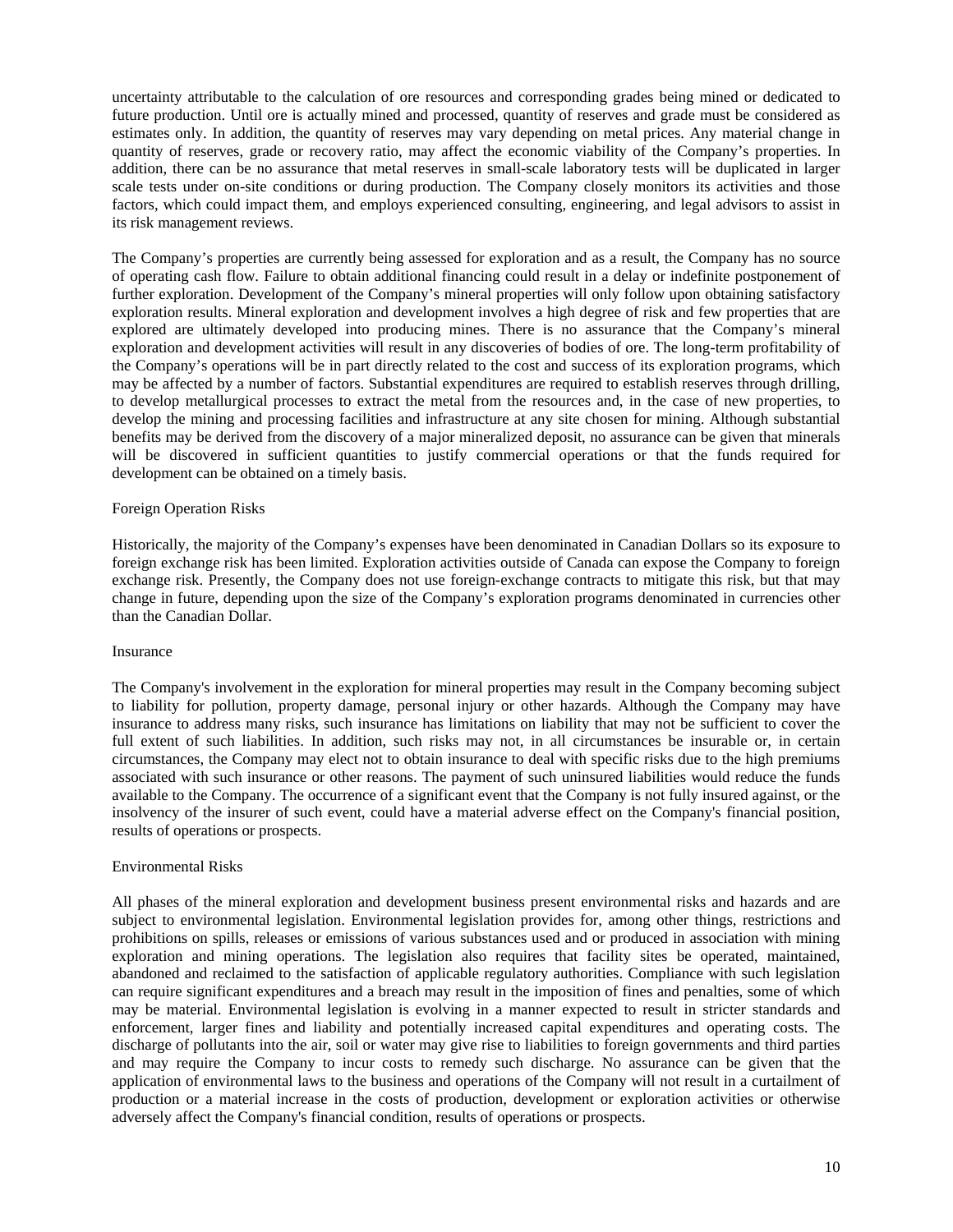uncertainty attributable to the calculation of ore resources and corresponding grades being mined or dedicated to future production. Until ore is actually mined and processed, quantity of reserves and grade must be considered as estimates only. In addition, the quantity of reserves may vary depending on metal prices. Any material change in quantity of reserves, grade or recovery ratio, may affect the economic viability of the Company's properties. In addition, there can be no assurance that metal reserves in small-scale laboratory tests will be duplicated in larger scale tests under on-site conditions or during production. The Company closely monitors its activities and those factors, which could impact them, and employs experienced consulting, engineering, and legal advisors to assist in its risk management reviews.

The Company's properties are currently being assessed for exploration and as a result, the Company has no source of operating cash flow. Failure to obtain additional financing could result in a delay or indefinite postponement of further exploration. Development of the Company's mineral properties will only follow upon obtaining satisfactory exploration results. Mineral exploration and development involves a high degree of risk and few properties that are explored are ultimately developed into producing mines. There is no assurance that the Company's mineral exploration and development activities will result in any discoveries of bodies of ore. The long-term profitability of the Company's operations will be in part directly related to the cost and success of its exploration programs, which may be affected by a number of factors. Substantial expenditures are required to establish reserves through drilling, to develop metallurgical processes to extract the metal from the resources and, in the case of new properties, to develop the mining and processing facilities and infrastructure at any site chosen for mining. Although substantial benefits may be derived from the discovery of a major mineralized deposit, no assurance can be given that minerals will be discovered in sufficient quantities to justify commercial operations or that the funds required for development can be obtained on a timely basis.

Foreign Operation Risks

Historically, the majority of the Company's expenses have been denominated in Canadian Dollars so its exposure to foreign exchange risk has been limited. Exploration activities outside of Canada can expose the Company to foreign exchange risk. Presently, the Company does not use foreign-exchange contracts to mitigate this risk, but that may change in future, depending upon the size of the Company's exploration programs denominated in currencies other than the Canadian Dollar.

Insurance

The Company's involvement in the exploration for mineral properties may result in the Company becoming subject to liability for pollution, property damage, personal injury or other hazards. Although the Company may have insurance to address many risks, such insurance has limitations on liability that may not be sufficient to cover the full extent of such liabilities. In addition, such risks may not, in all circumstances be insurable or, in certain circumstances, the Company may elect not to obtain insurance to deal with specific risks due to the high premiums associated with such insurance or other reasons. The payment of such uninsured liabilities would reduce the funds available to the Company. The occurrence of a significant event that the Company is not fully insured against, or the insolvency of the insurer of such event, could have a material adverse effect on the Company's financial position, results of operations or prospects.

Environmental Risks

All phases of the mineral exploration and development business present environmental risks and hazards and are subject to environmental legislation. Environmental legislation provides for, among other things, restrictions and prohibitions on spills, releases or emissions of various substances used and or produced in association with mining exploration and mining operations. The legislation also requires that facility sites be operated, maintained, abandoned and reclaimed to the satisfaction of applicable regulatory authorities. Compliance with such legislation can require significant expenditures and a breach may result in the imposition of fines and penalties, some of which may be material. Environmental legislation is evolving in a manner expected to result in stricter standards and enforcement, larger fines and liability and potentially increased capital expenditures and operating costs. The discharge of pollutants into the air, soil or water may give rise to liabilities to foreign governments and third parties and may require the Company to incur costs to remedy such discharge. No assurance can be given that the application of environmental laws to the business and operations of the Company will not result in a curtailment of production or a material increase in the costs of production, development or exploration activities or otherwise adversely affect the Company's financial condition, results of operations or prospects.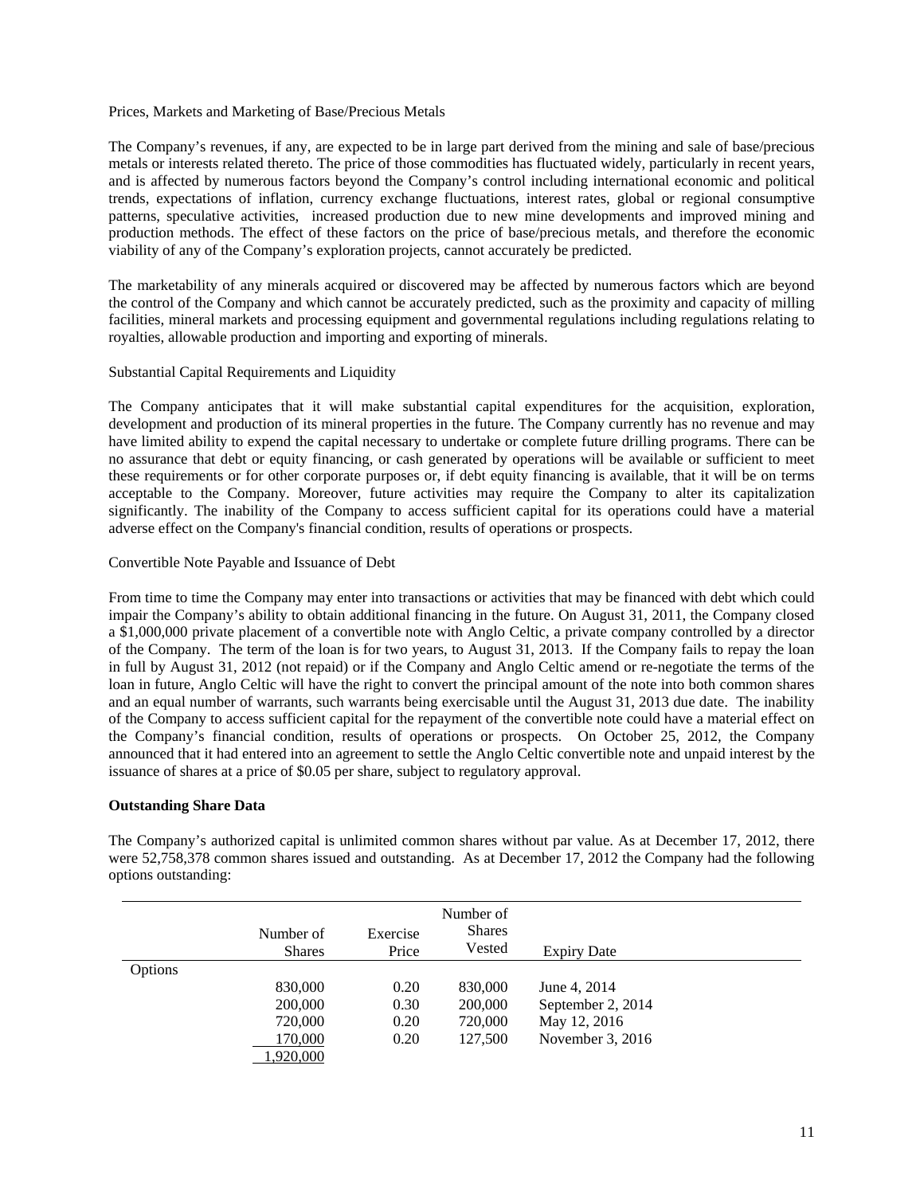Prices, Markets and Marketing of Base/Precious Metals

The Company's revenues, if any, are expected to be in large part derived from the mining and sale of base/precious metals or interests related thereto. The price of those commodities has fluctuated widely, particularly in recent years, and is affected by numerous factors beyond the Company's control including international economic and political trends, expectations of inflation, currency exchange fluctuations, interest rates, global or regional consumptive patterns, speculative activities, increased production due to new mine developments and improved mining and production methods. The effect of these factors on the price of base/precious metals, and therefore the economic viability of any of the Company's exploration projects, cannot accurately be predicted.

The marketability of any minerals acquired or discovered may be affected by numerous factors which are beyond the control of the Company and which cannot be accurately predicted, such as the proximity and capacity of milling facilities, mineral markets and processing equipment and governmental regulations including regulations relating to royalties, allowable production and importing and exporting of minerals.

Substantial Capital Requirements and Liquidity

The Company anticipates that it will make substantial capital expenditures for the acquisition, exploration, development and production of its mineral properties in the future. The Company currently has no revenue and may have limited ability to expend the capital necessary to undertake or complete future drilling programs. There can be no assurance that debt or equity financing, or cash generated by operations will be available or sufficient to meet these requirements or for other corporate purposes or, if debt equity financing is available, that it will be on terms acceptable to the Company. Moreover, future activities may require the Company to alter its capitalization significantly. The inability of the Company to access sufficient capital for its operations could have a material adverse effect on the Company's financial condition, results of operations or prospects.

Convertible Note Payable and Issuance of Debt

From time to time the Company may enter into transactions or activities that may be financed with debt which could impair the Company's ability to obtain additional financing in the future. On August 31, 2011, the Company closed a $1,000,000 private placement of a convertible note with Anglo Celtic, a private company controlled by a director of the Company. The term of the loan is for two years, to August 31, 2013. If the Company fails to repay the loan in full by August 31, 2012 (not repaid) or if the Company and Anglo Celtic amend or re-negotiate the terms of the loan in future, Anglo Celtic will have the right to convert the principal amount of the note into both common shares and an equal number of warrants, such warrants being exercisable until the August 31, 2013 due date. The inability of the Company to access sufficient capital for the repayment of the convertible note could have a material effect on the Company's financial condition, results of operations or prospects. On October 25, 2012, the Company announced that it had entered into an agreement to settle the Anglo Celtic convertible note and unpaid interest by the issuance of shares at a price of $0.05 per share, subject to regulatory approval.

**Outstanding Share Data**

The Company's authorized capital is unlimited common shares without par value. As at December 17, 2012, there were 52,758,378 common shares issued and outstanding. As at December 17, 2012 the Company had the following options outstanding:

| | Number of Shares | Exercise Price | Number of Shares Vested | Expiry Date |
|---|---|---|---|---|
| Options | | | | |
| | 830,000 | 0.20 | 830,000 | June 4, 2014 |
| | 200,000 | 0.30 | 200,000 | September 2, 2014 |
| | 720,000 | 0.20 | 720,000 | May 12, 2016 |
| | 170,000 | 0.20 | 127,500 | November 3, 2016 |
| | 1,920,000 | | | |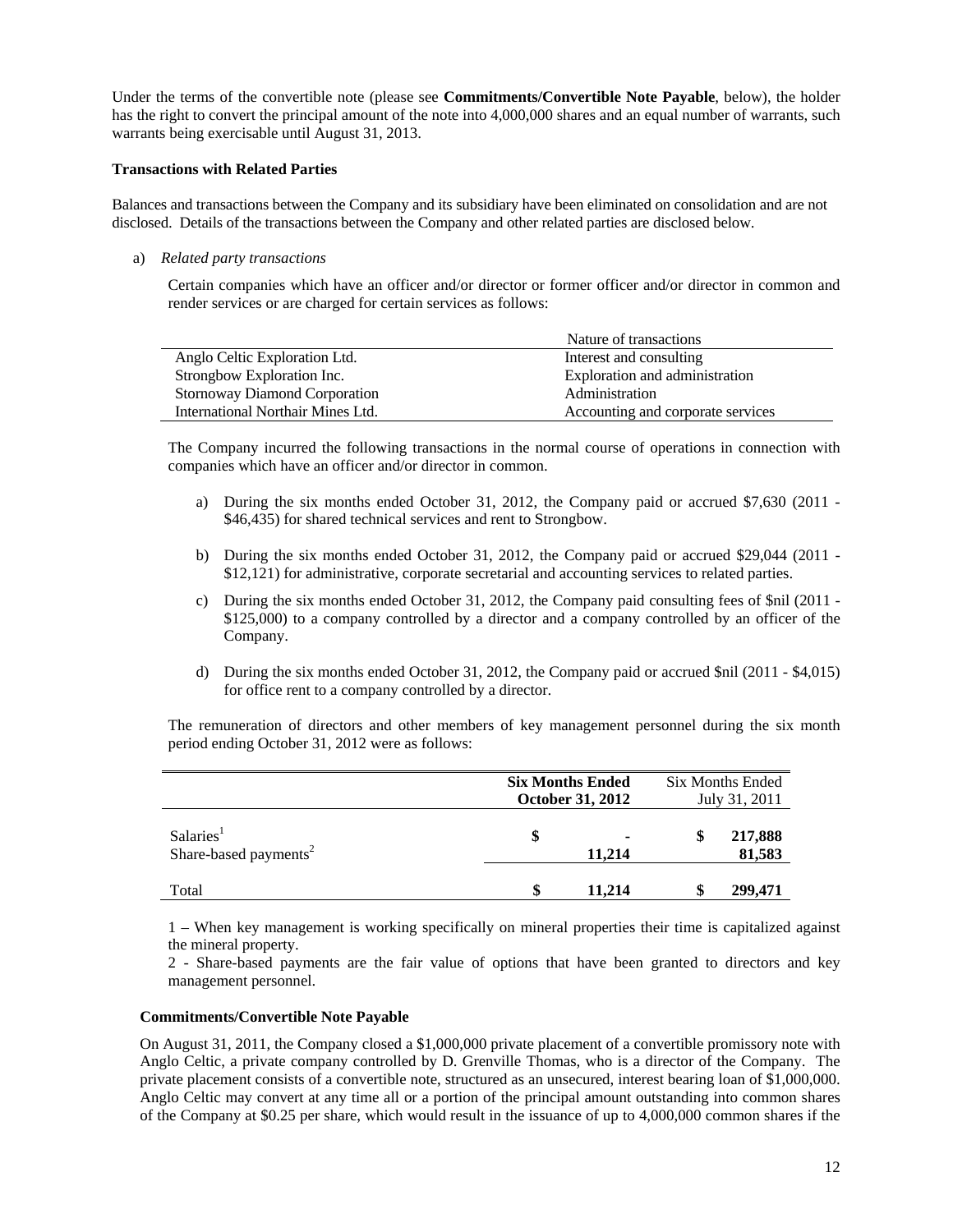Under the terms of the convertible note (please see **Commitments/Convertible Note Payable**, below), the holder has the right to convert the principal amount of the note into 4,000,000 shares and an equal number of warrants, such warrants being exercisable until August 31, 2013.

**Transactions with Related Parties**

Balances and transactions between the Company and its subsidiary have been eliminated on consolidation and are not disclosed. Details of the transactions between the Company and other related parties are disclosed below.

a) *Related party transactions*

Certain companies which have an officer and/or director or former officer and/or director in common and render services or are charged for certain services as follows:

| | Nature of transactions |
|---|---|
| Anglo Celtic Exploration Ltd. | Interest and consulting |
| Strongbow Exploration Inc. | Exploration and administration |
| Stornoway Diamond Corporation | Administration |
| International Northair Mines Ltd. | Accounting and corporate services |

The Company incurred the following transactions in the normal course of operations in connection with companies which have an officer and/or director in common.

a) During the six months ended October 31, 2012, the Company paid or accrued $7,630 (2011 - $46,435) for shared technical services and rent to Strongbow.

b) During the six months ended October 31, 2012, the Company paid or accrued $29,044 (2011 - $12,121) for administrative, corporate secretarial and accounting services to related parties.

c) During the six months ended October 31, 2012, the Company paid consulting fees of $nil (2011 - $125,000) to a company controlled by a director and a company controlled by an officer of the Company.

d) During the six months ended October 31, 2012, the Company paid or accrued $nil (2011 - $4,015) for office rent to a company controlled by a director.

The remuneration of directors and other members of key management personnel during the six month period ending October 31, 2012 were as follows:

| | **Six Months Ended October 31, 2012** | Six Months Ended July 31, 2011 |
|---|---|---|
| Salaries[1] | $ - | $ 217,888 |
| Share-based payments[2] | 11,214 | 81,583 |
| Total | $ 11,214 | $ 299,471 |

1 – When key management is working specifically on mineral properties their time is capitalized against the mineral property.
2 - Share-based payments are the fair value of options that have been granted to directors and key management personnel.

**Commitments/Convertible Note Payable**

On August 31, 2011, the Company closed a $1,000,000 private placement of a convertible promissory note with Anglo Celtic, a private company controlled by D. Grenville Thomas, who is a director of the Company. The private placement consists of a convertible note, structured as an unsecured, interest bearing loan of $1,000,000. Anglo Celtic may convert at any time all or a portion of the principal amount outstanding into common shares of the Company at $0.25 per share, which would result in the issuance of up to 4,000,000 common shares if the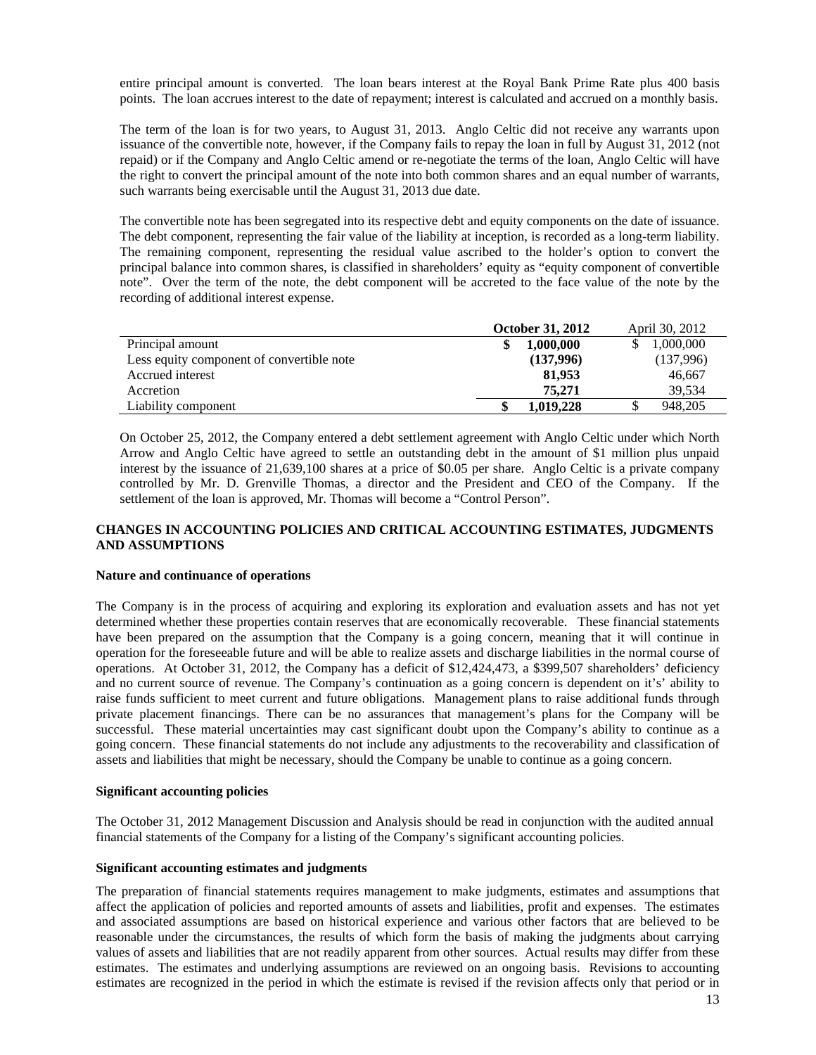entire principal amount is converted. The loan bears interest at the Royal Bank Prime Rate plus 400 basis points. The loan accrues interest to the date of repayment; interest is calculated and accrued on a monthly basis.

The term of the loan is for two years, to August 31, 2013. Anglo Celtic did not receive any warrants upon issuance of the convertible note, however, if the Company fails to repay the loan in full by August 31, 2012 (not repaid) or if the Company and Anglo Celtic amend or re-negotiate the terms of the loan, Anglo Celtic will have the right to convert the principal amount of the note into both common shares and an equal number of warrants, such warrants being exercisable until the August 31, 2013 due date.

The convertible note has been segregated into its respective debt and equity components on the date of issuance. The debt component, representing the fair value of the liability at inception, is recorded as a long-term liability. The remaining component, representing the residual value ascribed to the holder's option to convert the principal balance into common shares, is classified in shareholders' equity as "equity component of convertible note". Over the term of the note, the debt component will be accreted to the face value of the note by the recording of additional interest expense.

| | **October 31, 2012** | April 30, 2012 |
|---|---|---|
| Principal amount | **$ 1,000,000** | $ 1,000,000 |
| Less equity component of convertible note | **(137,996)** | (137,996) |
| Accrued interest | **81,953** | 46,667 |
| Accretion | **75,271** | 39,534 |
| Liability component | **$ 1,019,228** | $ 948,205 |

On October 25, 2012, the Company entered a debt settlement agreement with Anglo Celtic under which North Arrow and Anglo Celtic have agreed to settle an outstanding debt in the amount of $1 million plus unpaid interest by the issuance of 21,639,100 shares at a price of $0.05 per share. Anglo Celtic is a private company controlled by Mr. D. Grenville Thomas, a director and the President and CEO of the Company. If the settlement of the loan is approved, Mr. Thomas will become a "Control Person".

## CHANGES IN ACCOUNTING POLICIES AND CRITICAL ACCOUNTING ESTIMATES, JUDGMENTS AND ASSUMPTIONS

### Nature and continuance of operations

The Company is in the process of acquiring and exploring its exploration and evaluation assets and has not yet determined whether these properties contain reserves that are economically recoverable. These financial statements have been prepared on the assumption that the Company is a going concern, meaning that it will continue in operation for the foreseeable future and will be able to realize assets and discharge liabilities in the normal course of operations. At October 31, 2012, the Company has a deficit of $12,424,473, a $399,507 shareholders' deficiency and no current source of revenue. The Company's continuation as a going concern is dependent on it's' ability to raise funds sufficient to meet current and future obligations. Management plans to raise additional funds through private placement financings. There can be no assurances that management's plans for the Company will be successful. These material uncertainties may cast significant doubt upon the Company's ability to continue as a going concern. These financial statements do not include any adjustments to the recoverability and classification of assets and liabilities that might be necessary, should the Company be unable to continue as a going concern.

### Significant accounting policies

The October 31, 2012 Management Discussion and Analysis should be read in conjunction with the audited annual financial statements of the Company for a listing of the Company's significant accounting policies.

### Significant accounting estimates and judgments

The preparation of financial statements requires management to make judgments, estimates and assumptions that affect the application of policies and reported amounts of assets and liabilities, profit and expenses. The estimates and associated assumptions are based on historical experience and various other factors that are believed to be reasonable under the circumstances, the results of which form the basis of making the judgments about carrying values of assets and liabilities that are not readily apparent from other sources. Actual results may differ from these estimates. The estimates and underlying assumptions are reviewed on an ongoing basis. Revisions to accounting estimates are recognized in the period in which the estimate is revised if the revision affects only that period or in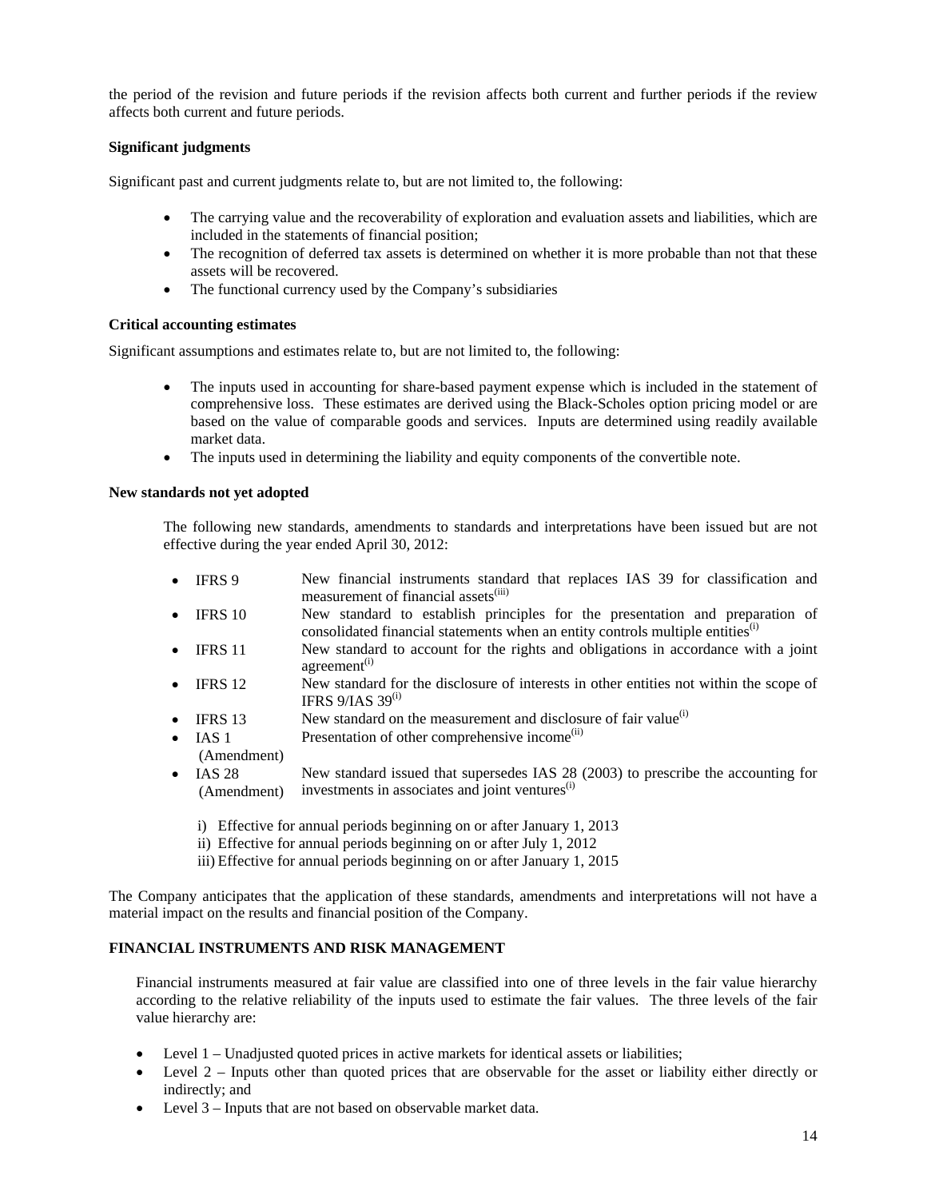the period of the revision and future periods if the revision affects both current and further periods if the review affects both current and future periods.

**Significant judgments**

Significant past and current judgments relate to, but are not limited to, the following:

- The carrying value and the recoverability of exploration and evaluation assets and liabilities, which are included in the statements of financial position;
- The recognition of deferred tax assets is determined on whether it is more probable than not that these assets will be recovered.
- The functional currency used by the Company's subsidiaries

**Critical accounting estimates**

Significant assumptions and estimates relate to, but are not limited to, the following:

- The inputs used in accounting for share-based payment expense which is included in the statement of comprehensive loss. These estimates are derived using the Black-Scholes option pricing model or are based on the value of comparable goods and services. Inputs are determined using readily available market data.
- The inputs used in determining the liability and equity components of the convertible note.

**New standards not yet adopted**

The following new standards, amendments to standards and interpretations have been issued but are not effective during the year ended April 30, 2012:

- IFRS 9 — New financial instruments standard that replaces IAS 39 for classification and measurement of financial assets[iii]
- IFRS 10 — New standard to establish principles for the presentation and preparation of consolidated financial statements when an entity controls multiple entities[i]
- IFRS 11 — New standard to account for the rights and obligations in accordance with a joint agreement[i]
- IFRS 12 — New standard for the disclosure of interests in other entities not within the scope of IFRS 9/IAS 39[i]
- IFRS 13 — New standard on the measurement and disclosure of fair value[i]
- IAS 1 (Amendment) — Presentation of other comprehensive income[ii]
- IAS 28 (Amendment) — New standard issued that supersedes IAS 28 (2003) to prescribe the accounting for investments in associates and joint ventures[i]

i) Effective for annual periods beginning on or after January 1, 2013
ii) Effective for annual periods beginning on or after July 1, 2012
iii) Effective for annual periods beginning on or after January 1, 2015

The Company anticipates that the application of these standards, amendments and interpretations will not have a material impact on the results and financial position of the Company.

**FINANCIAL INSTRUMENTS AND RISK MANAGEMENT**

Financial instruments measured at fair value are classified into one of three levels in the fair value hierarchy according to the relative reliability of the inputs used to estimate the fair values. The three levels of the fair value hierarchy are:

- Level 1 – Unadjusted quoted prices in active markets for identical assets or liabilities;
- Level 2 – Inputs other than quoted prices that are observable for the asset or liability either directly or indirectly; and
- Level 3 – Inputs that are not based on observable market data.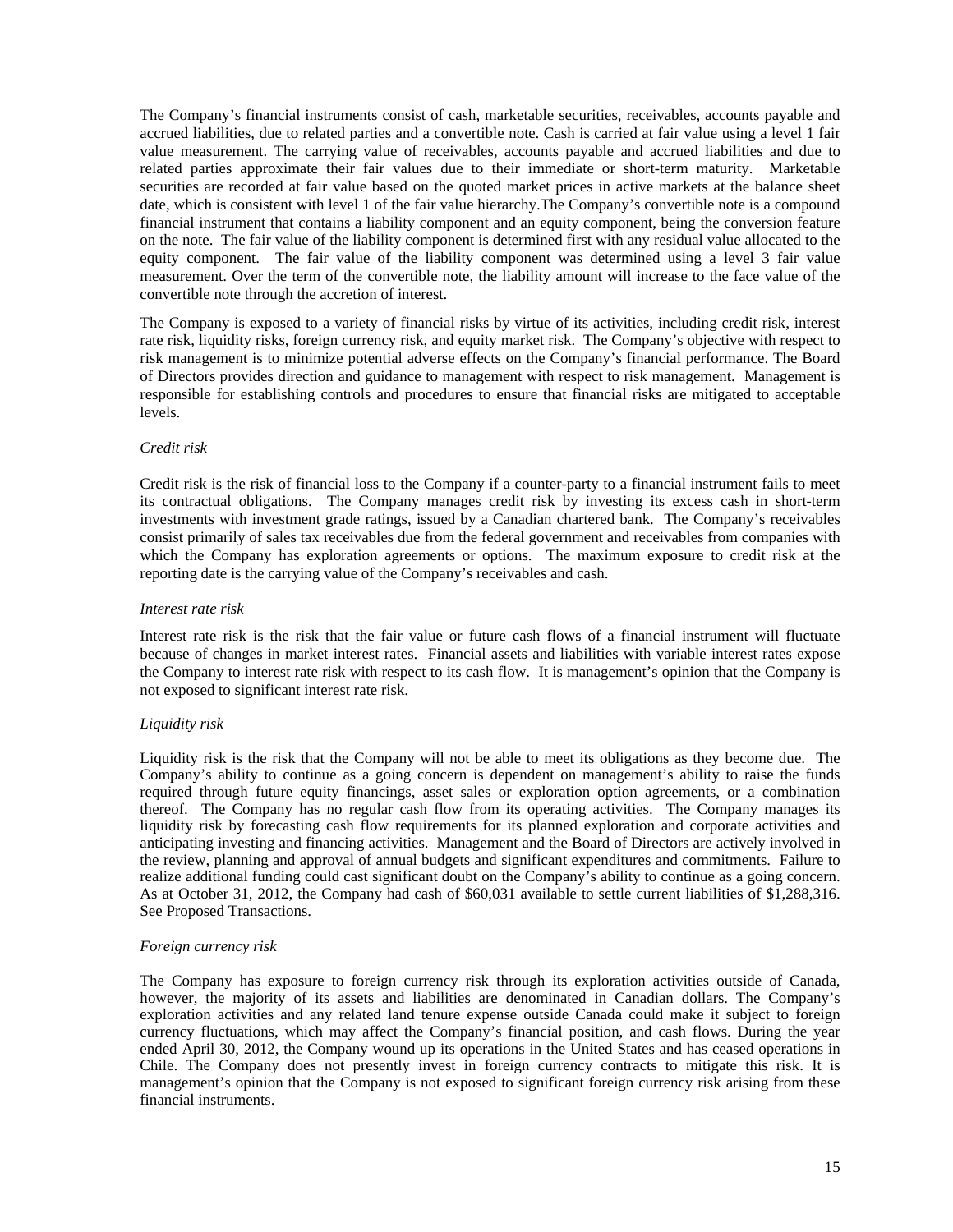The Company's financial instruments consist of cash, marketable securities, receivables, accounts payable and accrued liabilities, due to related parties and a convertible note. Cash is carried at fair value using a level 1 fair value measurement. The carrying value of receivables, accounts payable and accrued liabilities and due to related parties approximate their fair values due to their immediate or short-term maturity. Marketable securities are recorded at fair value based on the quoted market prices in active markets at the balance sheet date, which is consistent with level 1 of the fair value hierarchy.The Company's convertible note is a compound financial instrument that contains a liability component and an equity component, being the conversion feature on the note. The fair value of the liability component is determined first with any residual value allocated to the equity component. The fair value of the liability component was determined using a level 3 fair value measurement. Over the term of the convertible note, the liability amount will increase to the face value of the convertible note through the accretion of interest.

The Company is exposed to a variety of financial risks by virtue of its activities, including credit risk, interest rate risk, liquidity risks, foreign currency risk, and equity market risk. The Company's objective with respect to risk management is to minimize potential adverse effects on the Company's financial performance. The Board of Directors provides direction and guidance to management with respect to risk management. Management is responsible for establishing controls and procedures to ensure that financial risks are mitigated to acceptable levels.

*Credit risk*

Credit risk is the risk of financial loss to the Company if a counter-party to a financial instrument fails to meet its contractual obligations. The Company manages credit risk by investing its excess cash in short-term investments with investment grade ratings, issued by a Canadian chartered bank. The Company's receivables consist primarily of sales tax receivables due from the federal government and receivables from companies with which the Company has exploration agreements or options. The maximum exposure to credit risk at the reporting date is the carrying value of the Company's receivables and cash.

*Interest rate risk*

Interest rate risk is the risk that the fair value or future cash flows of a financial instrument will fluctuate because of changes in market interest rates. Financial assets and liabilities with variable interest rates expose the Company to interest rate risk with respect to its cash flow. It is management's opinion that the Company is not exposed to significant interest rate risk.

*Liquidity risk*

Liquidity risk is the risk that the Company will not be able to meet its obligations as they become due. The Company's ability to continue as a going concern is dependent on management's ability to raise the funds required through future equity financings, asset sales or exploration option agreements, or a combination thereof. The Company has no regular cash flow from its operating activities. The Company manages its liquidity risk by forecasting cash flow requirements for its planned exploration and corporate activities and anticipating investing and financing activities. Management and the Board of Directors are actively involved in the review, planning and approval of annual budgets and significant expenditures and commitments. Failure to realize additional funding could cast significant doubt on the Company's ability to continue as a going concern. As at October 31, 2012, the Company had cash of $60,031 available to settle current liabilities of $1,288,316. See Proposed Transactions.

*Foreign currency risk*

The Company has exposure to foreign currency risk through its exploration activities outside of Canada, however, the majority of its assets and liabilities are denominated in Canadian dollars. The Company's exploration activities and any related land tenure expense outside Canada could make it subject to foreign currency fluctuations, which may affect the Company's financial position, and cash flows. During the year ended April 30, 2012, the Company wound up its operations in the United States and has ceased operations in Chile. The Company does not presently invest in foreign currency contracts to mitigate this risk. It is management's opinion that the Company is not exposed to significant foreign currency risk arising from these financial instruments.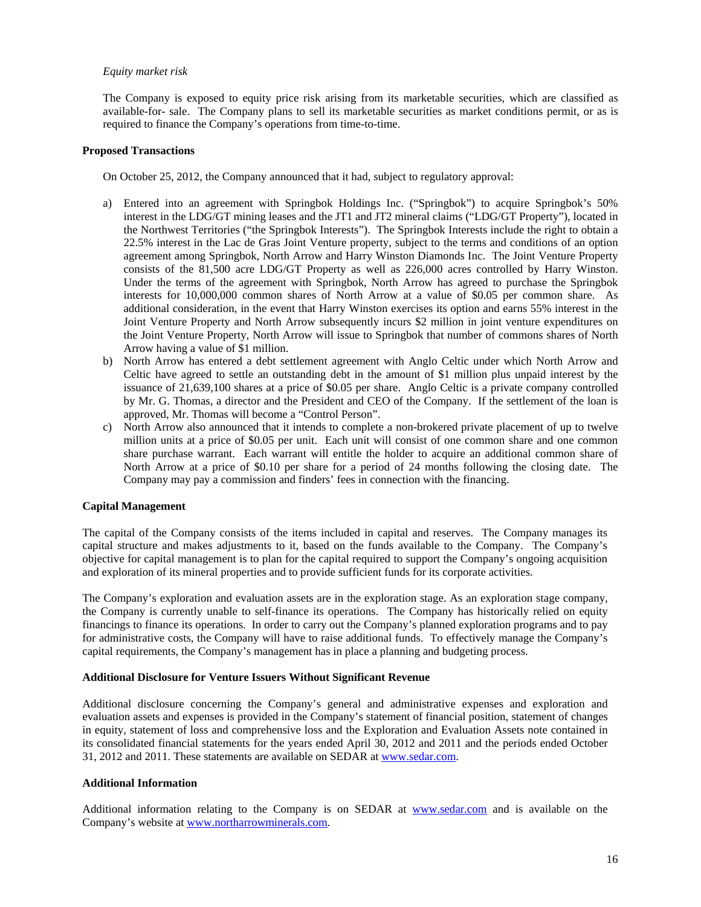*Equity market risk*

The Company is exposed to equity price risk arising from its marketable securities, which are classified as available-for- sale. The Company plans to sell its marketable securities as market conditions permit, or as is required to finance the Company's operations from time-to-time.

**Proposed Transactions**

On October 25, 2012, the Company announced that it had, subject to regulatory approval:

a) Entered into an agreement with Springbok Holdings Inc. ("Springbok") to acquire Springbok's 50% interest in the LDG/GT mining leases and the JT1 and JT2 mineral claims ("LDG/GT Property"), located in the Northwest Territories ("the Springbok Interests"). The Springbok Interests include the right to obtain a 22.5% interest in the Lac de Gras Joint Venture property, subject to the terms and conditions of an option agreement among Springbok, North Arrow and Harry Winston Diamonds Inc. The Joint Venture Property consists of the 81,500 acre LDG/GT Property as well as 226,000 acres controlled by Harry Winston. Under the terms of the agreement with Springbok, North Arrow has agreed to purchase the Springbok interests for 10,000,000 common shares of North Arrow at a value of $0.05 per common share. As additional consideration, in the event that Harry Winston exercises its option and earns 55% interest in the Joint Venture Property and North Arrow subsequently incurs $2 million in joint venture expenditures on the Joint Venture Property, North Arrow will issue to Springbok that number of commons shares of North Arrow having a value of $1 million.
b) North Arrow has entered a debt settlement agreement with Anglo Celtic under which North Arrow and Celtic have agreed to settle an outstanding debt in the amount of $1 million plus unpaid interest by the issuance of 21,639,100 shares at a price of $0.05 per share. Anglo Celtic is a private company controlled by Mr. G. Thomas, a director and the President and CEO of the Company. If the settlement of the loan is approved, Mr. Thomas will become a "Control Person".
c) North Arrow also announced that it intends to complete a non-brokered private placement of up to twelve million units at a price of $0.05 per unit. Each unit will consist of one common share and one common share purchase warrant. Each warrant will entitle the holder to acquire an additional common share of North Arrow at a price of $0.10 per share for a period of 24 months following the closing date. The Company may pay a commission and finders' fees in connection with the financing.

**Capital Management**

The capital of the Company consists of the items included in capital and reserves. The Company manages its capital structure and makes adjustments to it, based on the funds available to the Company. The Company's objective for capital management is to plan for the capital required to support the Company's ongoing acquisition and exploration of its mineral properties and to provide sufficient funds for its corporate activities.

The Company's exploration and evaluation assets are in the exploration stage. As an exploration stage company, the Company is currently unable to self-finance its operations. The Company has historically relied on equity financings to finance its operations. In order to carry out the Company's planned exploration programs and to pay for administrative costs, the Company will have to raise additional funds. To effectively manage the Company's capital requirements, the Company's management has in place a planning and budgeting process.

**Additional Disclosure for Venture Issuers Without Significant Revenue**

Additional disclosure concerning the Company's general and administrative expenses and exploration and evaluation assets and expenses is provided in the Company's statement of financial position, statement of changes in equity, statement of loss and comprehensive loss and the Exploration and Evaluation Assets note contained in its consolidated financial statements for the years ended April 30, 2012 and 2011 and the periods ended October 31, 2012 and 2011. These statements are available on SEDAR at www.sedar.com.

**Additional Information**

Additional information relating to the Company is on SEDAR at www.sedar.com and is available on the Company's website at www.northarrowminerals.com.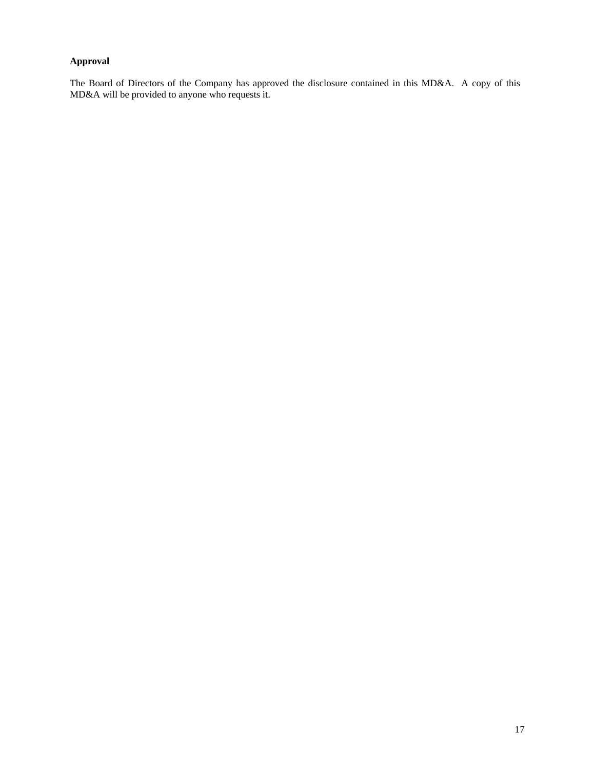**Approval**

The Board of Directors of the Company has approved the disclosure contained in this MD&A. A copy of this MD&A will be provided to anyone who requests it.